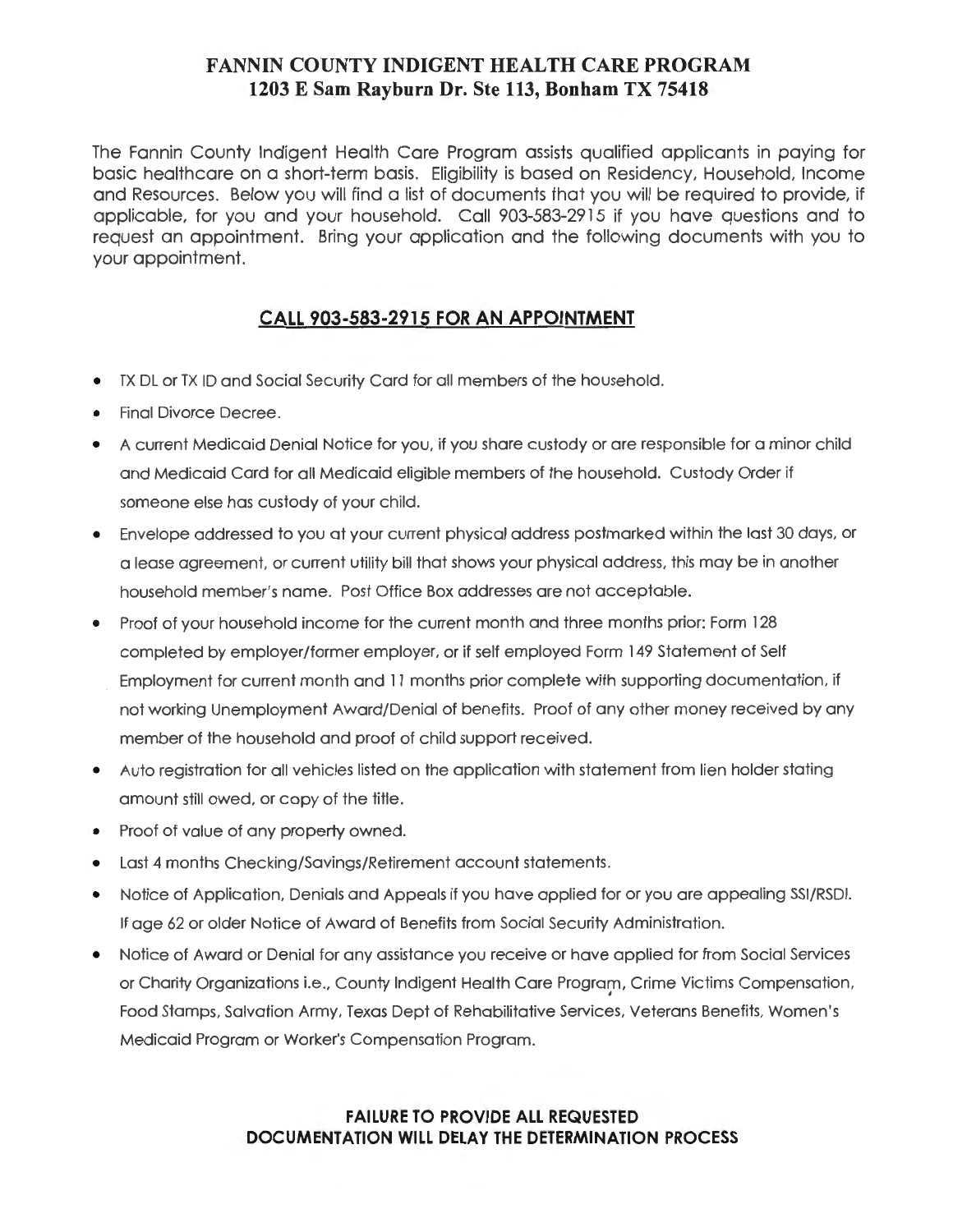# FANNIN COUNTY INDIGENT HEALTH CARE PROGRAM
## 1203 E Sam Rayburn Dr. Ste 113, Bonham TX 75418

The Fannin County Indigent Health Care Program assists qualified applicants in paying for basic healthcare on a short-term basis. Eligibility is based on Residency, Household, Income and Resources. Below you will find a list of documents that you will be required to provide, if applicable, for you and your household. Call 903-583-2915 if you have questions and to request an appointment. Bring your application and the following documents with you to your appointment.

**CALL 903-583-2915 FOR AN APPOINTMENT**

- TX DL or TX ID and Social Security Card for all members of the household.
- Final Divorce Decree.
- A current Medicaid Denial Notice for you, if you share custody or are responsible for a minor child and Medicaid Card for all Medicaid eligible members of the household. Custody Order if someone else has custody of your child.
- Envelope addressed to you at your current physical address postmarked within the last 30 days, or a lease agreement, or current utility bill that shows your physical address, this may be in another household member's name. Post Office Box addresses are not acceptable.
- Proof of your household income for the current month and three months prior: Form 128 completed by employer/former employer, or if self employed Form 149 Statement of Self Employment for current month and 11 months prior complete with supporting documentation, if not working Unemployment Award/Denial of benefits. Proof of any other money received by any member of the household and proof of child support received.
- Auto registration for all vehicles listed on the application with statement from lien holder stating amount still owed, or copy of the title.
- Proof of value of any property owned.
- Last 4 months Checking/Savings/Retirement account statements.
- Notice of Application, Denials and Appeals if you have applied for or you are appealing SSI/RSDI. If age 62 or older Notice of Award of Benefits from Social Security Administration.
- Notice of Award or Denial for any assistance you receive or have applied for from Social Services or Charity Organizations i.e., County Indigent Health Care Program, Crime Victims Compensation, Food Stamps, Salvation Army, Texas Dept of Rehabilitative Services, Veterans Benefits, Women's Medicaid Program or Worker's Compensation Program.

**FAILURE TO PROVIDE ALL REQUESTED DOCUMENTATION WILL DELAY THE DETERMINATION PROCESS**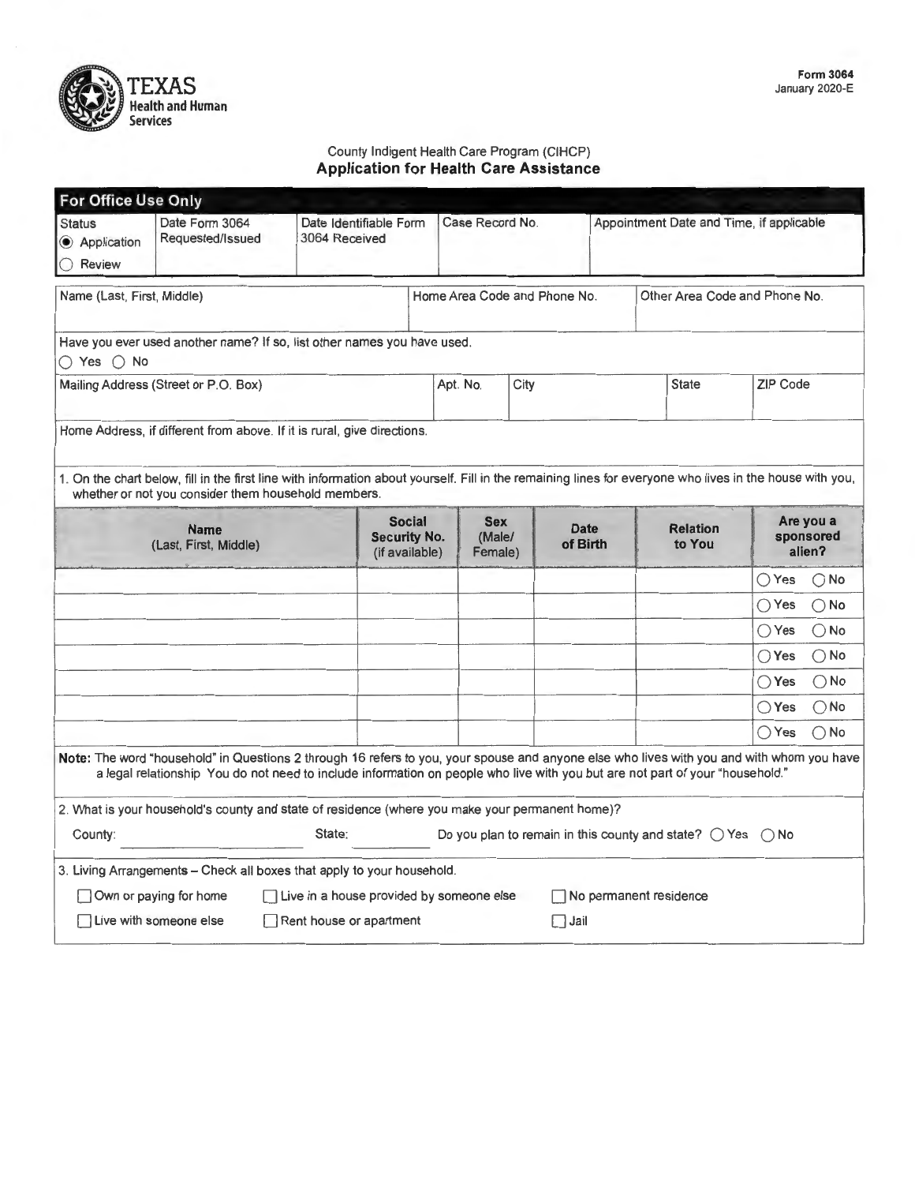TEXAS Health and Human Services

**Form 3064**
January 2020-E

County Indigent Health Care Program (CIHCP)
## Application for Health Care Assistance

**For Office Use Only**

| Status | Date Form 3064 Requested/Issued | Date Identifiable Form 3064 Received | Case Record No. | Appointment Date and Time, if applicable |
|---|---|---|---|---|
| ◉ Application ○ Review | | | | |

| Name (Last, First, Middle) | Home Area Code and Phone No. | Other Area Code and Phone No. |
|---|---|---|
| | | |

Have you ever used another name? If so, list other names you have used.
○ Yes ○ No

| Mailing Address (Street or P.O. Box) | Apt. No. | City | State | ZIP Code |
|---|---|---|---|---|
| | | | | |

Home Address, if different from above. If it is rural, give directions.

1. On the chart below, fill in the first line with information about yourself. Fill in the remaining lines for everyone who lives in the house with you, whether or not you consider them household members.

| Name (Last, First, Middle) | Social Security No. (if available) | Sex (Male/ Female) | Date of Birth | Relation to You | Are you a sponsored alien? |
|---|---|---|---|---|---|
| | | | | | ○ Yes ○ No |
| | | | | | ○ Yes ○ No |
| | | | | | ○ Yes ○ No |
| | | | | | ○ Yes ○ No |
| | | | | | ○ Yes ○ No |
| | | | | | ○ Yes ○ No |
| | | | | | ○ Yes ○ No |

**Note:** The word "household" in Questions 2 through 16 refers to you, your spouse and anyone else who lives with you and with whom you have a legal relationship You do not need to include information on people who live with you but are not part of your "household."

2. What is your household's county and state of residence (where you make your permanent home)?

County: ____________ State: ________ Do you plan to remain in this county and state? ○ Yes ○ No

3. Living Arrangements – Check all boxes that apply to your household.

☐ Own or paying for home ☐ Live in a house provided by someone else ☐ No permanent residence
☐ Live with someone else ☐ Rent house or apartment ☐ Jail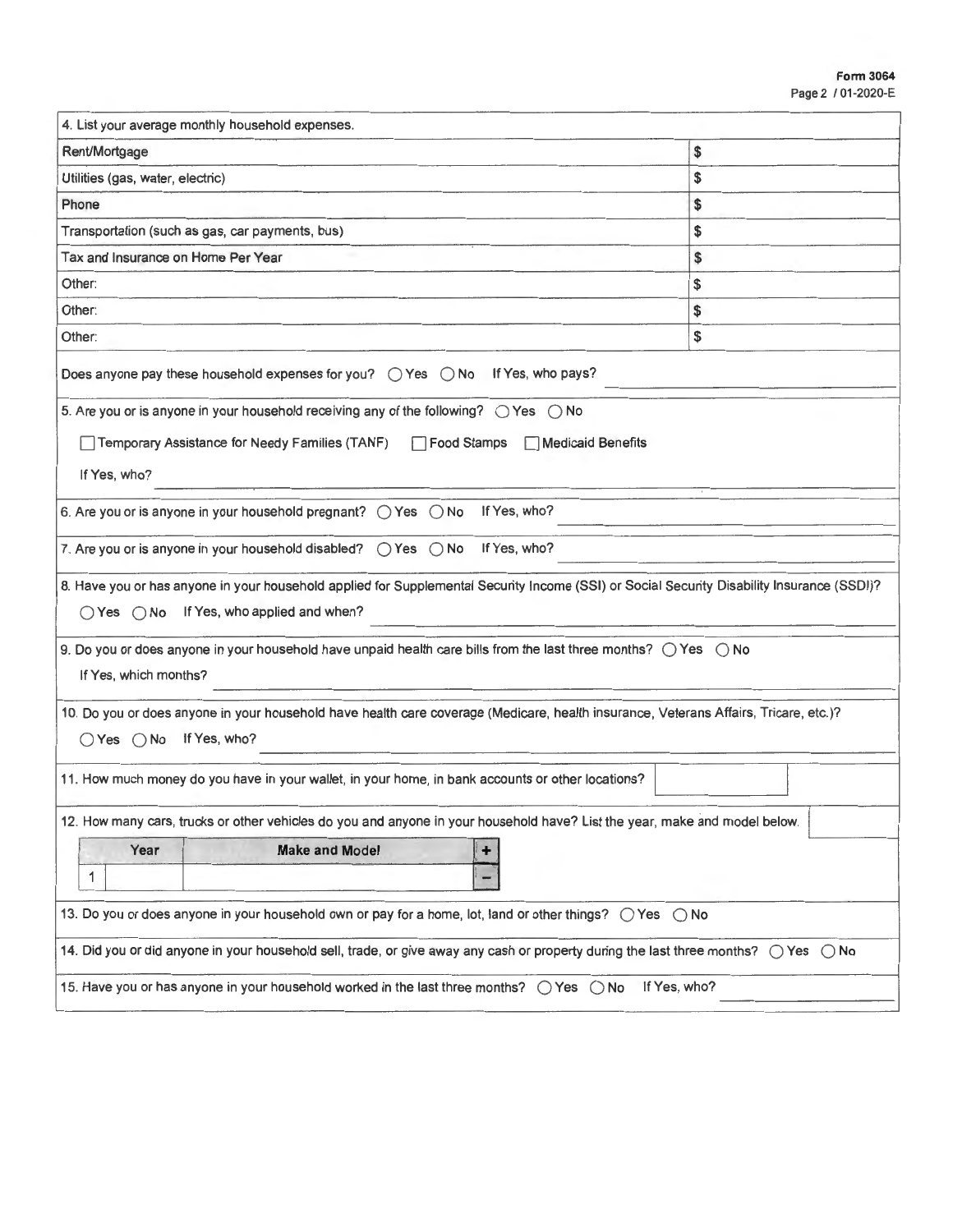4. List your average monthly household expenses.

| | |
|---|---|
| Rent/Mortgage | $ |
| Utilities (gas, water, electric) | $ |
| Phone | $ |
| Transportation (such as gas, car payments, bus) | $ |
| Tax and Insurance on Home Per Year | $ |
| Other: | $ |
| Other: | $ |
| Other: | $ |

Does anyone pay these household expenses for you? ◯ Yes ◯ No If Yes, who pays? \_\_\_\_\_\_\_\_\_\_

5. Are you or is anyone in your household receiving any of the following? ◯ Yes ◯ No

☐ Temporary Assistance for Needy Families (TANF) ☐ Food Stamps ☐ Medicaid Benefits

If Yes, who? \_\_\_\_\_\_\_\_\_\_

6. Are you or is anyone in your household pregnant? ◯ Yes ◯ No If Yes, who? \_\_\_\_\_\_\_\_\_\_

7. Are you or is anyone in your household disabled? ◯ Yes ◯ No If Yes, who? \_\_\_\_\_\_\_\_\_\_

8. Have you or has anyone in your household applied for Supplemental Security Income (SSI) or Social Security Disability Insurance (SSDI)?

◯ Yes ◯ No If Yes, who applied and when? \_\_\_\_\_\_\_\_\_\_

9. Do you or does anyone in your household have unpaid health care bills from the last three months? ◯ Yes ◯ No

If Yes, which months? \_\_\_\_\_\_\_\_\_\_

10. Do you or does anyone in your household have health care coverage (Medicare, health insurance, Veterans Affairs, Tricare, etc.)?

◯ Yes ◯ No If Yes, who? \_\_\_\_\_\_\_\_\_\_

11. How much money do you have in your wallet, in your home, in bank accounts or other locations? \_\_\_\_\_\_\_\_\_\_

12. How many cars, trucks or other vehicles do you and anyone in your household have? List the year, make and model below. \_\_\_\_\_\_\_\_\_\_

| | Year | Make and Model |
|---|---|---|
| 1 | | |

13. Do you or does anyone in your household own or pay for a home, lot, land or other things? ◯ Yes ◯ No

14. Did you or did anyone in your household sell, trade, or give away any cash or property during the last three months? ◯ Yes ◯ No

15. Have you or has anyone in your household worked in the last three months? ◯ Yes ◯ No If Yes, who? \_\_\_\_\_\_\_\_\_\_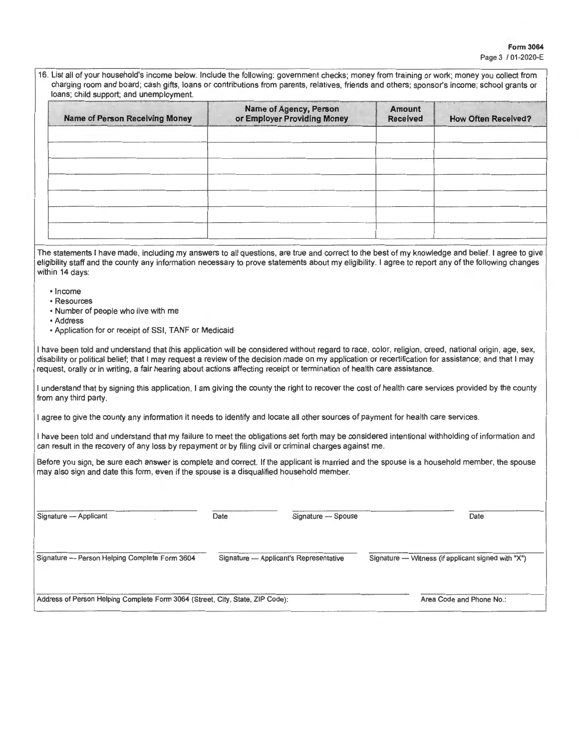16. List all of your household's income below. Include the following: government checks; money from training or work; money you collect from charging room and board; cash gifts, loans or contributions from parents, relatives, friends and others; sponsor's income; school grants or loans; child support; and unemployment.

| Name of Person Receiving Money | Name of Agency, Person or Employer Providing Money | Amount Received | How Often Received? |
|---|---|---|---|
| | | | |
| | | | |
| | | | |
| | | | |
| | | | |
| | | | |
| | | | |

The statements I have made, including my answers to all questions, are true and correct to the best of my knowledge and belief. I agree to give eligibility staff and the county any information necessary to prove statements about my eligibility. I agree to report any of the following changes within 14 days:

- Income
- Resources
- Number of people who live with me
- Address
- Application for or receipt of SSI, TANF or Medicaid

I have been told and understand that this application will be considered without regard to race, color, religion, creed, national origin, age, sex, disability or political belief; that I may request a review of the decision made on my application or recertification for assistance; and that I may request, orally or in writing, a fair hearing about actions affecting receipt or termination of health care assistance.

I understand that by signing this application, I am giving the county the right to recover the cost of health care services provided by the county from any third party.

I agree to give the county any information it needs to identify and locate all other sources of payment for health care services.

I have been told and understand that my failure to meet the obligations set forth may be considered intentional withholding of information and can result in the recovery of any loss by repayment or by filing civil or criminal charges against me.

Before you sign, be sure each answer is complete and correct. If the applicant is married and the spouse is a household member, the spouse may also sign and date this form, even if the spouse is a disqualified household member.

Signature — Applicant _______________ Date _______________ Signature — Spouse _______________ Date _______________

Signature — Person Helping Complete Form 3604 _______________ Signature — Applicant's Representative _______________ Signature — Witness (if applicant signed with "X") _______________

Address of Person Helping Complete Form 3064 (Street, City, State, ZIP Code): _______________ Area Code and Phone No.: _______________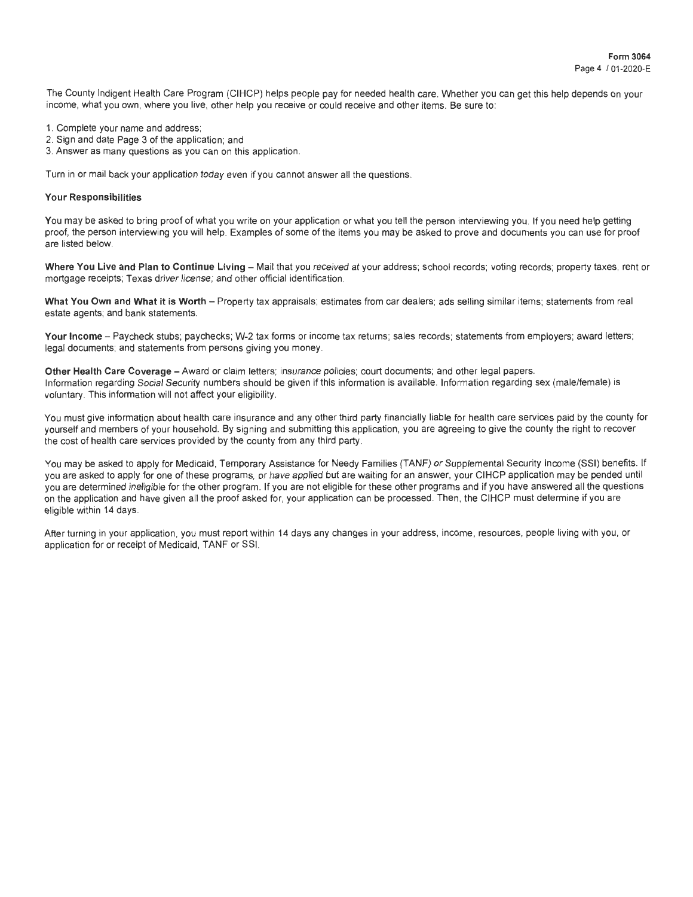The County Indigent Health Care Program (CIHCP) helps people pay for needed health care. Whether you can get this help depends on your income, what you own, where you live, other help you receive or could receive and other items. Be sure to:

1. Complete your name and address;
2. Sign and date Page 3 of the application; and
3. Answer as many questions as you can on this application.

Turn in or mail back your application *today* even if you cannot answer all the questions.

**Your Responsibilities**

You may be asked to bring proof of what you write on your application or what you tell the person interviewing you. If you need help getting proof, the person interviewing you will help. Examples of some of the items you may be asked to prove and documents you can use for proof are listed below.

**Where You Live and Plan to Continue Living** – Mail that you *received* at your address; school records; voting records; property taxes, rent or mortgage receipts; Texas driver *license*; and other official identification.

**What You Own and What it is Worth** – Property tax appraisals; estimates from car dealers; ads selling similar items; statements from real estate agents; and bank statements.

**Your Income** – Paycheck stubs; paychecks; W-2 tax forms or income tax returns; sales records; statements from employers; award letters; legal documents; and statements from persons giving you money.

**Other Health Care Coverage** – Award or claim letters; *insurance policies*; court documents; and other legal papers.
Information regarding *Social Security* numbers should be given if this information is available. Information regarding sex (male/female) is voluntary. This information will not affect your eligibility.

You must give information about health care insurance and any other third party financially liable for health care services paid by the county for yourself and members of your household. By signing and submitting this application, you are agreeing to give the county the right to recover the cost of health care services provided by the county from any third party.

You may be asked to apply for Medicaid, Temporary Assistance for Needy Families (TANF) *or* Supplemental Security Income (SSI) benefits. If you are asked to apply for one of these programs, *or have applied* but are waiting for an answer, your CIHCP application may be pended until you are determined *ineligible* for the other program. If you are not eligible for these other programs and if you have answered all the questions on the application and have given all the proof asked for, your application can be processed. Then, the CIHCP must determine if you are eligible within 14 days.

After turning in your application, you must report within 14 days any changes in your address, income, resources, people living with you, or application for or receipt of Medicaid, TANF or SSI.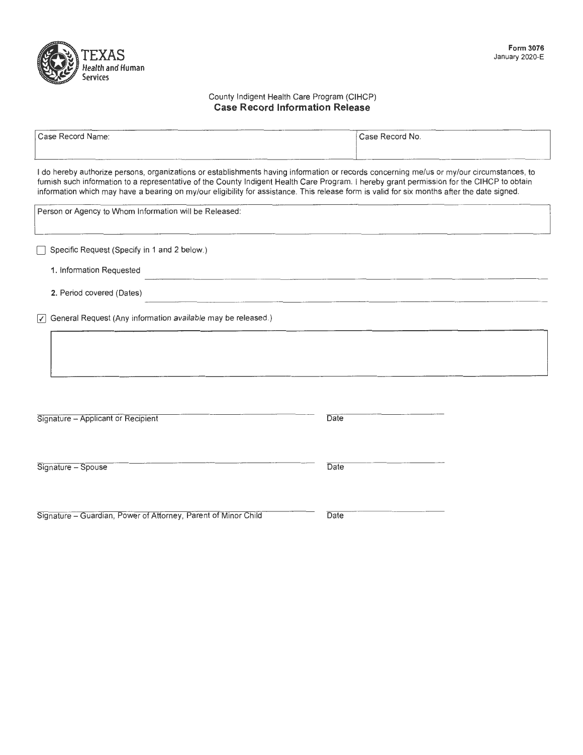TEXAS Health and Human Services

**Form 3076**
January 2020-E

County Indigent Health Care Program (CIHCP)

## Case Record Information Release

| Case Record Name: | Case Record No. |
|---|---|
| | |

I do hereby authorize persons, organizations or establishments having information or records concerning me/us or my/our circumstances, to furnish such information to a representative of the County Indigent Health Care Program. I hereby grant permission for the CIHCP to obtain information which may have a bearing on my/our eligibility for assistance. This release form is valid for six months after the date signed.

Person or Agency to Whom Information will be Released:

☐ Specific Request (Specify in 1 and 2 below.)

**1.** Information Requested ______________________

**2.** Period covered (Dates) ______________________

☑ General Request (Any information *available* may be released.)

______________________ Signature – Applicant or Recipient ______________ Date

______________________ Signature – Spouse ______________ Date

______________________ Signature – Guardian, Power of Attorney, Parent of Minor Child ______________ Date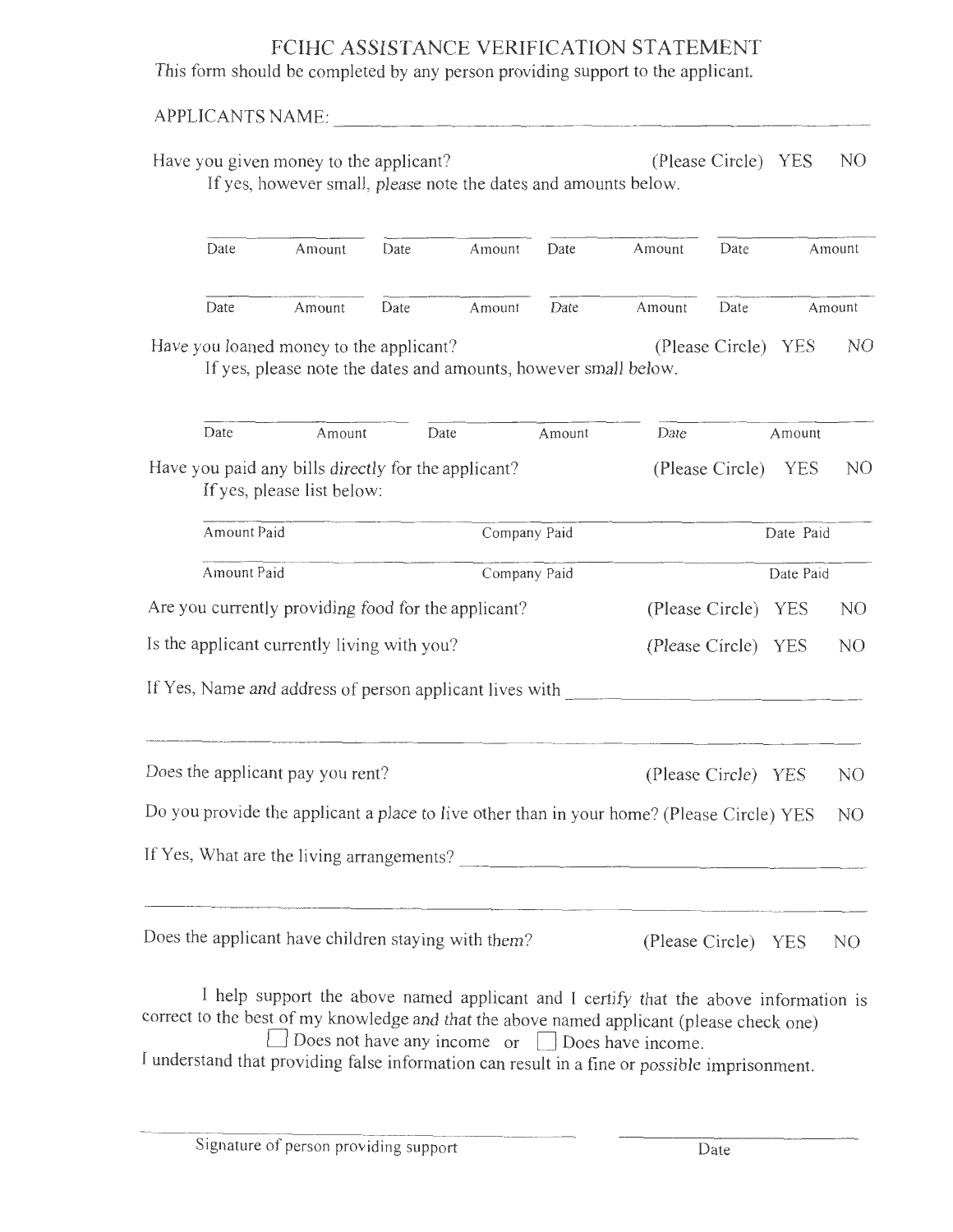# FCIHC ASSISTANCE VERIFICATION STATEMENT

*This form should be completed by any person providing support to the applicant.*

APPLICANTS NAME: \_\_\_\_\_\_\_\_\_\_\_\_\_\_\_\_\_\_\_\_\_\_\_\_\_\_\_\_\_\_\_\_\_\_\_\_\_\_\_\_

Have you given money to the applicant? (Please Circle) YES NO

If yes, however small, please note the dates and amounts below.

| | | | | | | | |
|---|---|---|---|---|---|---|---|
| Date | Amount | Date | Amount | Date | Amount | Date | Amount |
| Date | Amount | Date | Amount | Date | Amount | Date | Amount |

Have you loaned money to the applicant? (Please Circle) YES NO

If yes, please note the dates and amounts, however small below.

| | | | | | |
|---|---|---|---|---|---|
| Date | Amount | Date | Amount | Date | Amount |

Have you paid any bills directly for the applicant? (Please Circle) YES NO

If yes, please list below:

| | | |
|---|---|---|
| Amount Paid | Company Paid | Date Paid |
| Amount Paid | Company Paid | Date Paid |

Are you currently providing food for the applicant? (Please Circle) YES NO

Is the applicant currently living with you? (Please Circle) YES NO

If Yes, Name and address of person applicant lives with \_\_\_\_\_\_\_\_\_\_\_\_\_\_\_\_\_\_\_\_

\_\_\_\_\_\_\_\_\_\_\_\_\_\_\_\_\_\_\_\_\_\_\_\_\_\_\_\_\_\_\_\_\_\_\_\_\_\_\_\_

Does the applicant pay you rent? (Please Circle) YES NO

Do you provide the applicant a place to live other than in your home? (Please Circle) YES NO

If Yes, What are the living arrangements? \_\_\_\_\_\_\_\_\_\_\_\_\_\_\_\_\_\_\_\_

\_\_\_\_\_\_\_\_\_\_\_\_\_\_\_\_\_\_\_\_\_\_\_\_\_\_\_\_\_\_\_\_\_\_\_\_\_\_\_\_

Does the applicant have children staying with them? (Please Circle) YES NO

I help support the above named applicant and I certify that the above information is correct to the best of my knowledge and that the above named applicant (please check one)

☐ Does not have any income or ☐ Does have income.

I understand that providing false information can result in a fine or possible imprisonment.

\_\_\_\_\_\_\_\_\_\_\_\_\_\_\_\_\_\_\_\_\_\_\_\_\_\_\_\_ \_\_\_\_\_\_\_\_\_\_\_\_\_\_

Signature of person providing support Date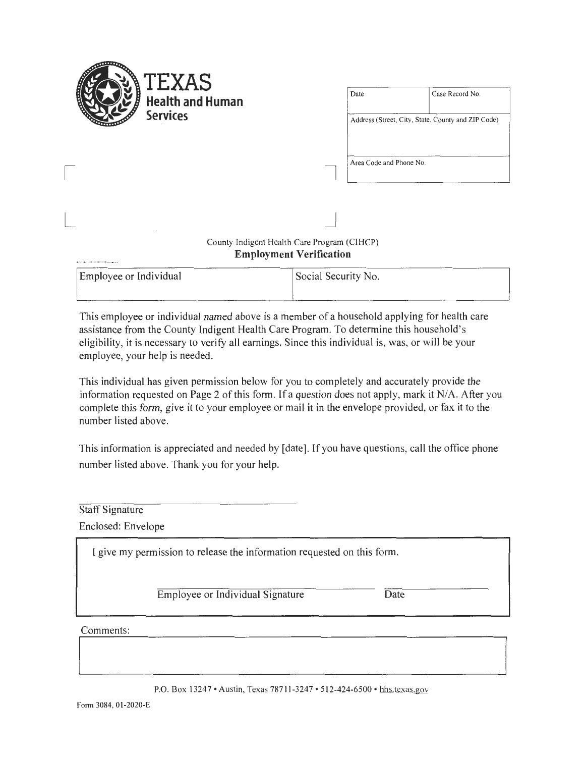TEXAS
Health and Human
Services

| Date | Case Record No. |
| --- | --- |
| Address (Street, City, State, County and ZIP Code) | |
| Area Code and Phone No. | |

County Indigent Health Care Program (CIHCP)

## Employment Verification

| Employee or Individual | Social Security No. |
| --- | --- |
| | |

This employee or individual named above is a member of a household applying for health care assistance from the County Indigent Health Care Program. To determine this household's eligibility, it is necessary to verify all earnings. Since this individual is, was, or will be your employee, your help is needed.

This individual has given permission below for you to completely and accurately provide the information requested on Page 2 of this form. If a question does not apply, mark it N/A. After you complete this form, give it to your employee or mail it in the envelope provided, or fax it to the number listed above.

This information is appreciated and needed by [date]. If you have questions, call the office phone number listed above. Thank you for your help.

Staff Signature

Enclosed: Envelope

I give my permission to release the information requested on this form.

Employee or Individual Signature  Date

Comments:

P.O. Box 13247 • Austin, Texas 78711-3247 • 512-424-6500 • hhs.texas.gov

Form 3084, 01-2020-E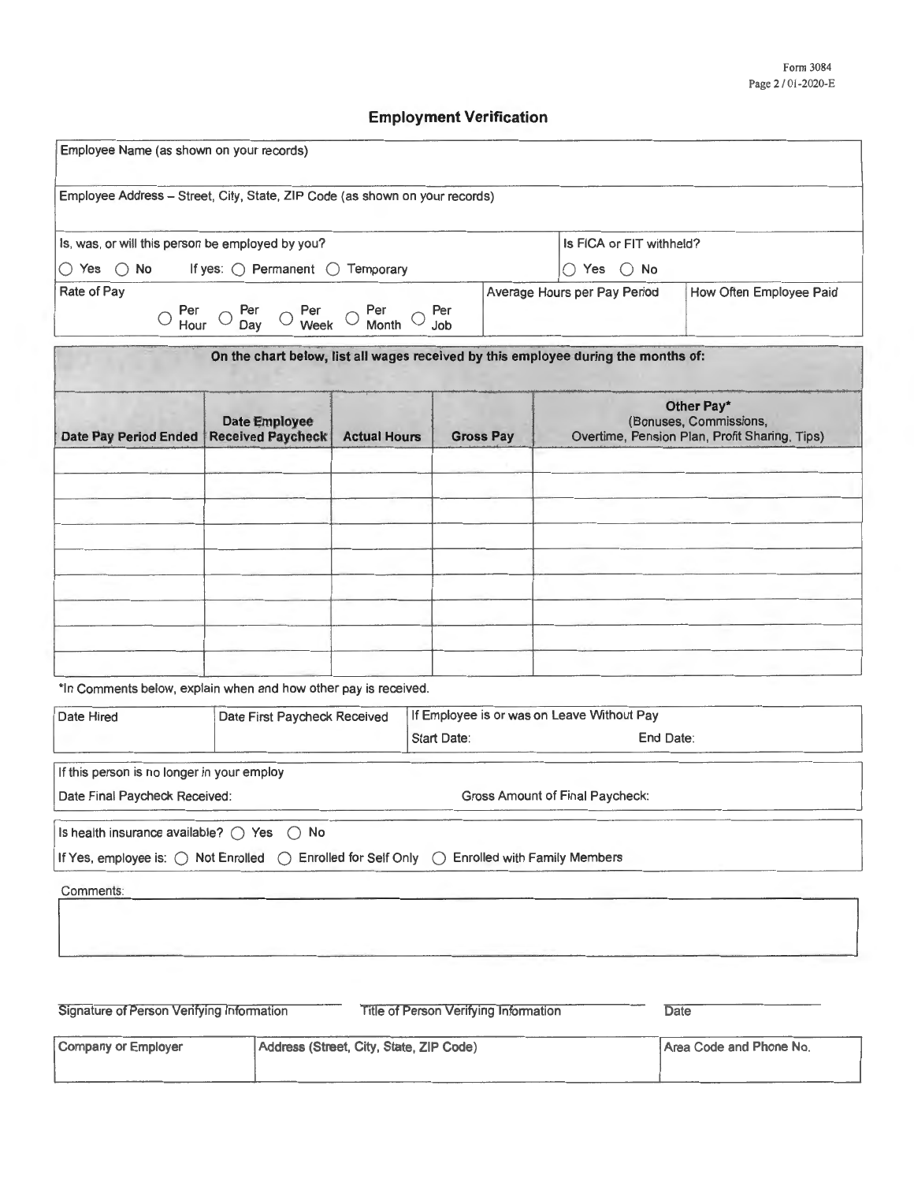Form 3084
Page 2 / 01-2020-E

# Employment Verification

Employee Name (as shown on your records)

Employee Address – Street, City, State, ZIP Code (as shown on your records)

| Is, was, or will this person be employed by you? | Is FICA or FIT withheld? |
|---|---|
| ○ Yes ○ No If yes: ○ Permanent ○ Temporary | ○ Yes ○ No |

| Rate of Pay | Average Hours per Pay Period | How Often Employee Paid |
|---|---|---|
| ○ Per Hour ○ Per Day ○ Per Week ○ Per Month ○ Per Job | | |

**On the chart below, list all wages received by this employee during the months of:**

| Date Pay Period Ended | Date Employee Received Paycheck | Actual Hours | Gross Pay | Other Pay* (Bonuses, Commissions, Overtime, Pension Plan, Profit Sharing, Tips) |
|---|---|---|---|---|
| | | | | |
| | | | | |
| | | | | |
| | | | | |
| | | | | |
| | | | | |
| | | | | |
| | | | | |
| | | | | |

*In Comments below, explain when and how other pay is received.

| Date Hired | Date First Paycheck Received | If Employee is or was on Leave Without Pay | |
|---|---|---|---|
| | | Start Date: | End Date: |

If this person is no longer in your employ

Date Final Paycheck Received: Gross Amount of Final Paycheck:

Is health insurance available? ○ Yes ○ No

If Yes, employee is: ○ Not Enrolled ○ Enrolled for Self Only ○ Enrolled with Family Members

Comments:

Signature of Person Verifying Information | Title of Person Verifying Information | Date

| Company or Employer | Address (Street, City, State, ZIP Code) | Area Code and Phone No. |
|---|---|---|
| | | |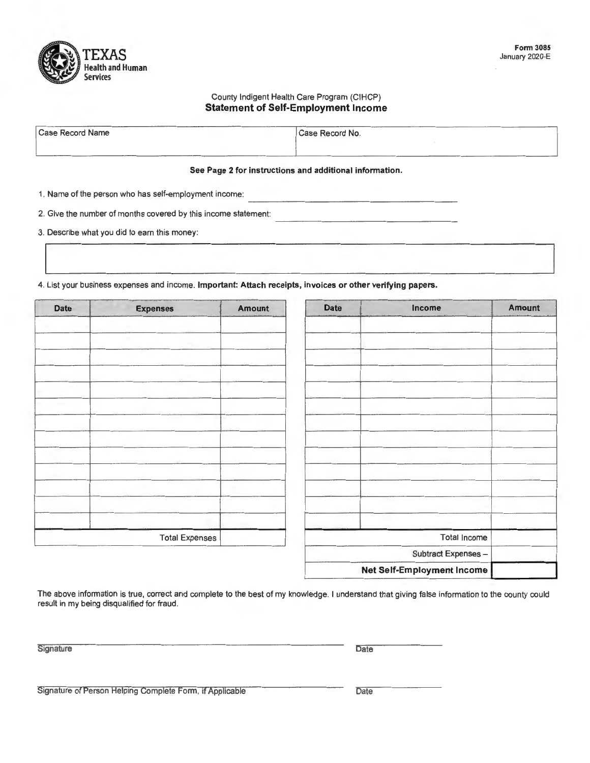TEXAS Health and Human Services

**Form 3085**
January 2020-E

County Indigent Health Care Program (CIHCP)

## Statement of Self-Employment Income

| Case Record Name | Case Record No. |
| --- | --- |
| | |

**See Page 2 for instructions and additional information.**

1. Name of the person who has self-employment income: ______________________________

2. Give the number of months covered by this income statement: ______________________________

3. Describe what you did to earn this money:

| |
| --- |
| |

4. List your business expenses and income. **Important: Attach receipts, invoices or other verifying papers.**

| Date | Expenses | Amount |
| --- | --- | --- |
| | | |
| | | |
| | | |
| | | |
| | | |
| | | |
| | | |
| | | |
| | | |
| | | |
| | | |
| | | |
| | | |
| | Total Expenses | |

| Date | Income | Amount |
| --- | --- | --- |
| | | |
| | | |
| | | |
| | | |
| | | |
| | | |
| | | |
| | | |
| | | |
| | | |
| | | |
| | | |
| | | |
| | Total Income | |
| | Subtract Expenses – | |
| | **Net Self-Employment Income** | |

The above information is true, correct and complete to the best of my knowledge. I understand that giving false information to the county could result in my being disqualified for fraud.

______________________________ ______________
Signature Date

______________________________ ______________
Signature of Person Helping Complete Form, if Applicable Date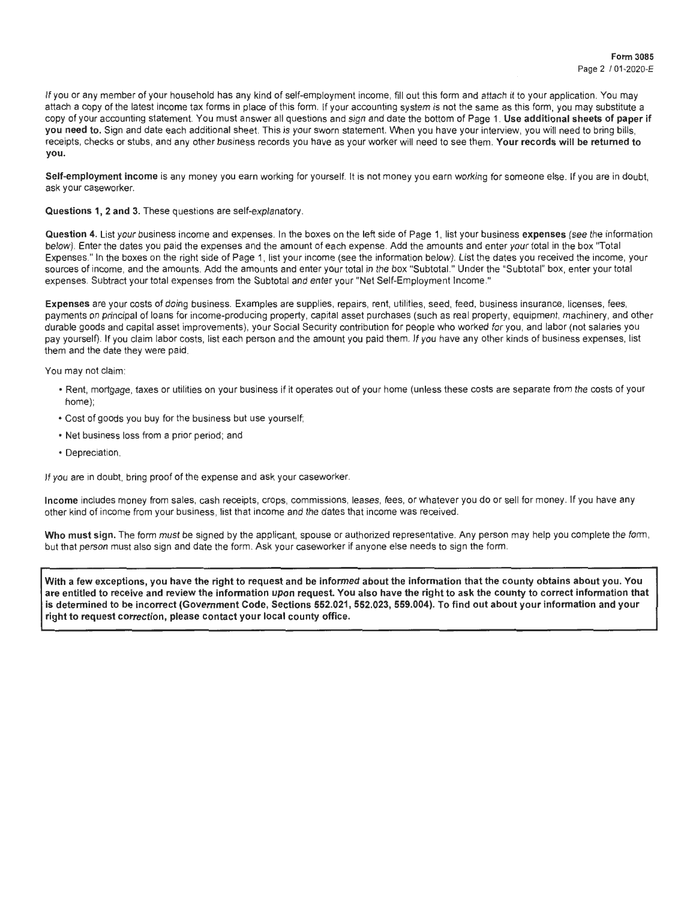If you or any member of your household has any kind of self-employment income, fill out this form and attach it to your application. You may attach a copy of the latest income tax forms in place of this form. If your accounting system is not the same as this form, you may substitute a copy of your accounting statement. You must answer all questions and sign and date the bottom of Page 1. **Use additional sheets of paper if you need to.** Sign and date each additional sheet. This is your sworn statement. When you have your interview, you will need to bring bills, receipts, checks or stubs, and any other business records you have as your worker will need to see them. **Your records will be returned to you.**

**Self-employment income** is any money you earn working for yourself. It is not money you earn working for someone else. If you are in doubt, ask your caseworker.

**Questions 1, 2 and 3.** These questions are self-explanatory.

**Question 4.** List your business income and expenses. In the boxes on the left side of Page 1, list your business **expenses** (see the information below). Enter the dates you paid the expenses and the amount of each expense. Add the amounts and enter your total in the box "Total Expenses." In the boxes on the right side of Page 1, list your income (see the information below). List the dates you received the income, your sources of income, and the amounts. Add the amounts and enter your total in the box "Subtotal." Under the "Subtotal" box, enter your total expenses. Subtract your total expenses from the Subtotal and enter your "Net Self-Employment Income."

**Expenses** are your costs of doing business. Examples are supplies, repairs, rent, utilities, seed, feed, business insurance, licenses, fees, payments on principal of loans for income-producing property, capital asset purchases (such as real property, equipment, machinery, and other durable goods and capital asset improvements), your Social Security contribution for people who worked for you, and labor (not salaries you pay yourself). If you claim labor costs, list each person and the amount you paid them. If you have any other kinds of business expenses, list them and the date they were paid.

You may not claim:

- Rent, mortgage, taxes or utilities on your business if it operates out of your home (unless these costs are separate from the costs of your home);
- Cost of goods you buy for the business but use yourself;
- Net business loss from a prior period; and
- Depreciation.

If you are in doubt, bring proof of the expense and ask your caseworker.

**Income** includes money from sales, cash receipts, crops, commissions, leases, fees, or whatever you do or sell for money. If you have any other kind of income from your business, list that income and the dates that income was received.

**Who must sign.** The form must be signed by the applicant, spouse or authorized representative. Any person may help you complete the form, but that person must also sign and date the form. Ask your caseworker if anyone else needs to sign the form.

**With a few exceptions, you have the right to request and be informed about the information that the county obtains about you. You are entitled to receive and review the information upon request. You also have the right to ask the county to correct information that is determined to be incorrect (Government Code, Sections 552.021, 552.023, 559.004). To find out about your information and your right to request correction, please contact your local county office.**